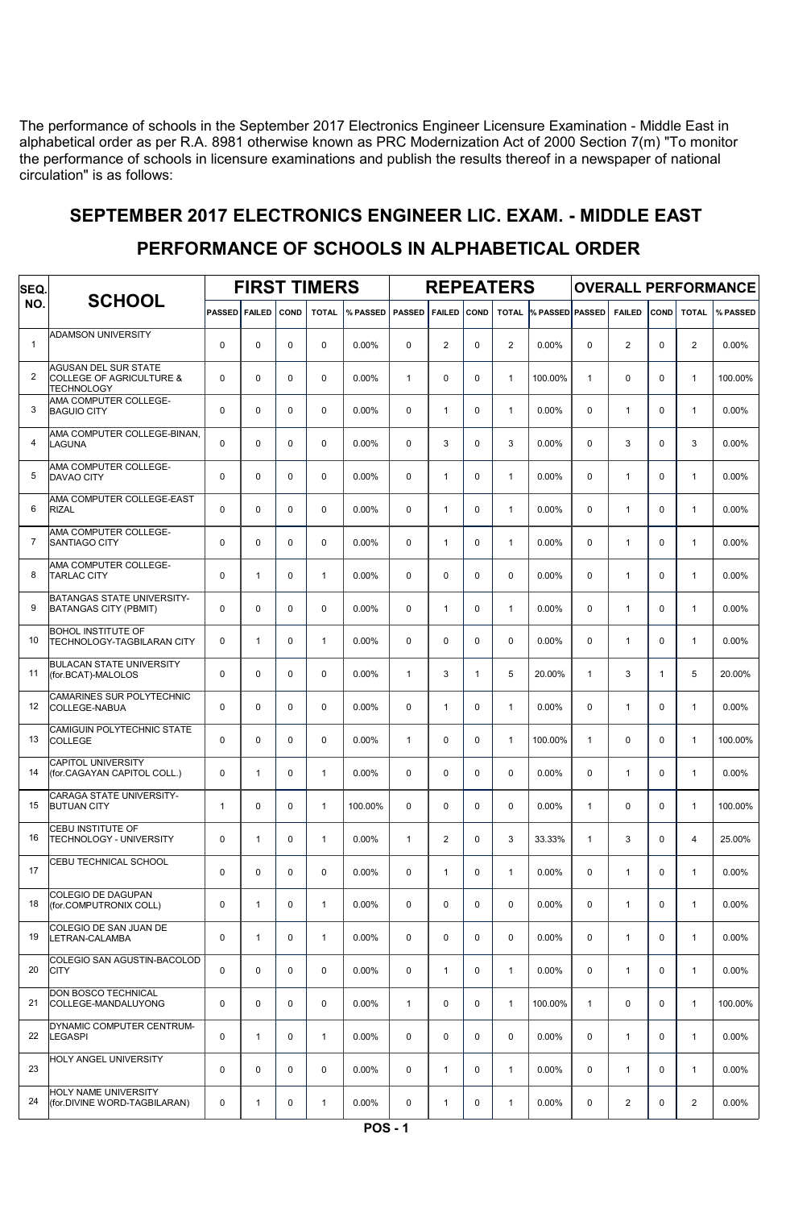The performance of schools in the September 2017 Electronics Engineer Licensure Examination - Middle East in alphabetical order as per R.A. 8981 otherwise known as PRC Modernization Act of 2000 Section 7(m) "To monitor the performance of schools in licensure examinations and publish the results thereof in a newspaper of national circulation" is as follows:

## SEPTEMBER 2017 ELECTRONICS ENGINEER LIC. EXAM. - MIDDLE EAST

## PERFORMANCE OF SCHOOLS IN ALPHABETICAL ORDER

| SEQ. NO. | SCHOOL | FIRST TIMERS | | | | | REPEATERS | | | | | OVERALL PERFORMANCE | | | | |
|---|---|---|---|---|---|---|---|---|---|---|---|---|---|---|---|---|
| | | PASSED | FAILED | COND | TOTAL | % PASSED | PASSED | FAILED | COND | TOTAL | % PASSED | PASSED | FAILED | COND | TOTAL | % PASSED |
| 1 | ADAMSON UNIVERSITY | 0 | 0 | 0 | 0 | 0.00% | 0 | 2 | 0 | 2 | 0.00% | 0 | 2 | 0 | 2 | 0.00% |
| 2 | AGUSAN DEL SUR STATE COLLEGE OF AGRICULTURE & TECHNOLOGY | 0 | 0 | 0 | 0 | 0.00% | 1 | 0 | 0 | 1 | 100.00% | 1 | 0 | 0 | 1 | 100.00% |
| 3 | AMA COMPUTER COLLEGE-BAGUIO CITY | 0 | 0 | 0 | 0 | 0.00% | 0 | 1 | 0 | 1 | 0.00% | 0 | 1 | 0 | 1 | 0.00% |
| 4 | AMA COMPUTER COLLEGE-BINAN, LAGUNA | 0 | 0 | 0 | 0 | 0.00% | 0 | 3 | 0 | 3 | 0.00% | 0 | 3 | 0 | 3 | 0.00% |
| 5 | AMA COMPUTER COLLEGE-DAVAO CITY | 0 | 0 | 0 | 0 | 0.00% | 0 | 1 | 0 | 1 | 0.00% | 0 | 1 | 0 | 1 | 0.00% |
| 6 | AMA COMPUTER COLLEGE-EAST RIZAL | 0 | 0 | 0 | 0 | 0.00% | 0 | 1 | 0 | 1 | 0.00% | 0 | 1 | 0 | 1 | 0.00% |
| 7 | AMA COMPUTER COLLEGE-SANTIAGO CITY | 0 | 0 | 0 | 0 | 0.00% | 0 | 1 | 0 | 1 | 0.00% | 0 | 1 | 0 | 1 | 0.00% |
| 8 | AMA COMPUTER COLLEGE-TARLAC CITY | 0 | 1 | 0 | 1 | 0.00% | 0 | 0 | 0 | 0 | 0.00% | 0 | 1 | 0 | 1 | 0.00% |
| 9 | BATANGAS STATE UNIVERSITY-BATANGAS CITY (PBMIT) | 0 | 0 | 0 | 0 | 0.00% | 0 | 1 | 0 | 1 | 0.00% | 0 | 1 | 0 | 1 | 0.00% |
| 10 | BOHOL INSTITUTE OF TECHNOLOGY-TAGBILARAN CITY | 0 | 1 | 0 | 1 | 0.00% | 0 | 0 | 0 | 0 | 0.00% | 0 | 1 | 0 | 1 | 0.00% |
| 11 | BULACAN STATE UNIVERSITY (for.BCAT)-MALOLOS | 0 | 0 | 0 | 0 | 0.00% | 1 | 3 | 1 | 5 | 20.00% | 1 | 3 | 1 | 5 | 20.00% |
| 12 | CAMARINES SUR POLYTECHNIC COLLEGE-NABUA | 0 | 0 | 0 | 0 | 0.00% | 0 | 1 | 0 | 1 | 0.00% | 0 | 1 | 0 | 1 | 0.00% |
| 13 | CAMIGUIN POLYTECHNIC STATE COLLEGE | 0 | 0 | 0 | 0 | 0.00% | 1 | 0 | 0 | 1 | 100.00% | 1 | 0 | 0 | 1 | 100.00% |
| 14 | CAPITOL UNIVERSITY (for.CAGAYAN CAPITOL COLL.) | 0 | 1 | 0 | 1 | 0.00% | 0 | 0 | 0 | 0 | 0.00% | 0 | 1 | 0 | 1 | 0.00% |
| 15 | CARAGA STATE UNIVERSITY-BUTUAN CITY | 1 | 0 | 0 | 1 | 100.00% | 0 | 0 | 0 | 0 | 0.00% | 1 | 0 | 0 | 1 | 100.00% |
| 16 | CEBU INSTITUTE OF TECHNOLOGY - UNIVERSITY | 0 | 1 | 0 | 1 | 0.00% | 1 | 2 | 0 | 3 | 33.33% | 1 | 3 | 0 | 4 | 25.00% |
| 17 | CEBU TECHNICAL SCHOOL | 0 | 0 | 0 | 0 | 0.00% | 0 | 1 | 0 | 1 | 0.00% | 0 | 1 | 0 | 1 | 0.00% |
| 18 | COLEGIO DE DAGUPAN (for.COMPUTRONIX COLL) | 0 | 1 | 0 | 1 | 0.00% | 0 | 0 | 0 | 0 | 0.00% | 0 | 1 | 0 | 1 | 0.00% |
| 19 | COLEGIO DE SAN JUAN DE LETRAN-CALAMBA | 0 | 1 | 0 | 1 | 0.00% | 0 | 0 | 0 | 0 | 0.00% | 0 | 1 | 0 | 1 | 0.00% |
| 20 | COLEGIO SAN AGUSTIN-BACOLOD CITY | 0 | 0 | 0 | 0 | 0.00% | 0 | 1 | 0 | 1 | 0.00% | 0 | 1 | 0 | 1 | 0.00% |
| 21 | DON BOSCO TECHNICAL COLLEGE-MANDALUYONG | 0 | 0 | 0 | 0 | 0.00% | 1 | 0 | 0 | 1 | 100.00% | 1 | 0 | 0 | 1 | 100.00% |
| 22 | DYNAMIC COMPUTER CENTRUM-LEGASPI | 0 | 1 | 0 | 1 | 0.00% | 0 | 0 | 0 | 0 | 0.00% | 0 | 1 | 0 | 1 | 0.00% |
| 23 | HOLY ANGEL UNIVERSITY | 0 | 0 | 0 | 0 | 0.00% | 0 | 1 | 0 | 1 | 0.00% | 0 | 1 | 0 | 1 | 0.00% |
| 24 | HOLY NAME UNIVERSITY (for.DIVINE WORD-TAGBILARAN) | 0 | 1 | 0 | 1 | 0.00% | 0 | 1 | 0 | 1 | 0.00% | 0 | 2 | 0 | 2 | 0.00% |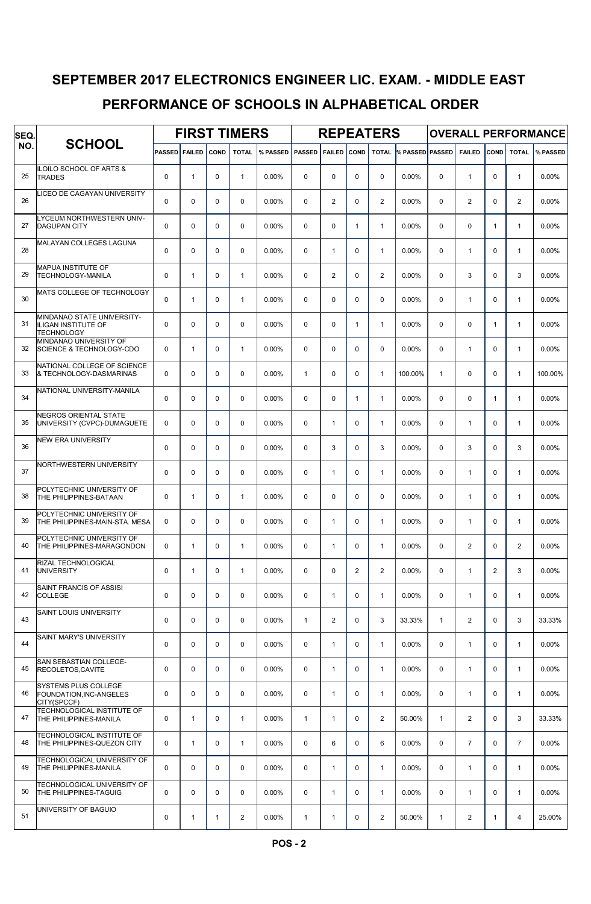# SEPTEMBER 2017 ELECTRONICS ENGINEER LIC. EXAM. - MIDDLE EAST

## PERFORMANCE OF SCHOOLS IN ALPHABETICAL ORDER

| SEQ. NO. | SCHOOL | FIRST TIMERS | | | | | REPEATERS | | | | | OVERALL PERFORMANCE | | | | |
|---|---|---|---|---|---|---|---|---|---|---|---|---|---|---|---|---|
| | | PASSED | FAILED | COND | TOTAL | % PASSED | PASSED | FAILED | COND | TOTAL | % PASSED | PASSED | FAILED | COND | TOTAL | % PASSED |
| 25 | ILOILO SCHOOL OF ARTS & TRADES | 0 | 1 | 0 | 1 | 0.00% | 0 | 0 | 0 | 0 | 0.00% | 0 | 1 | 0 | 1 | 0.00% |
| 26 | LICEO DE CAGAYAN UNIVERSITY | 0 | 0 | 0 | 0 | 0.00% | 0 | 2 | 0 | 2 | 0.00% | 0 | 2 | 0 | 2 | 0.00% |
| 27 | LYCEUM NORTHWESTERN UNIV-DAGUPAN CITY | 0 | 0 | 0 | 0 | 0.00% | 0 | 0 | 1 | 1 | 0.00% | 0 | 0 | 1 | 1 | 0.00% |
| 28 | MALAYAN COLLEGES LAGUNA | 0 | 0 | 0 | 0 | 0.00% | 0 | 1 | 0 | 1 | 0.00% | 0 | 1 | 0 | 1 | 0.00% |
| 29 | MAPUA INSTITUTE OF TECHNOLOGY-MANILA | 0 | 1 | 0 | 1 | 0.00% | 0 | 2 | 0 | 2 | 0.00% | 0 | 3 | 0 | 3 | 0.00% |
| 30 | MATS COLLEGE OF TECHNOLOGY | 0 | 1 | 0 | 1 | 0.00% | 0 | 0 | 0 | 0 | 0.00% | 0 | 1 | 0 | 1 | 0.00% |
| 31 | MINDANAO STATE UNIVERSITY-ILIGAN INSTITUTE OF TECHNOLOGY | 0 | 0 | 0 | 0 | 0.00% | 0 | 0 | 1 | 1 | 0.00% | 0 | 0 | 1 | 1 | 0.00% |
| 32 | MINDANAO UNIVERSITY OF SCIENCE & TECHNOLOGY-CDO | 0 | 1 | 0 | 1 | 0.00% | 0 | 0 | 0 | 0 | 0.00% | 0 | 1 | 0 | 1 | 0.00% |
| 33 | NATIONAL COLLEGE OF SCIENCE & TECHNOLOGY-DASMARINAS | 0 | 0 | 0 | 0 | 0.00% | 1 | 0 | 0 | 1 | 100.00% | 1 | 0 | 0 | 1 | 100.00% |
| 34 | NATIONAL UNIVERSITY-MANILA | 0 | 0 | 0 | 0 | 0.00% | 0 | 0 | 1 | 1 | 0.00% | 0 | 0 | 1 | 1 | 0.00% |
| 35 | NEGROS ORIENTAL STATE UNIVERSITY (CVPC)-DUMAGUETE | 0 | 0 | 0 | 0 | 0.00% | 0 | 1 | 0 | 1 | 0.00% | 0 | 1 | 0 | 1 | 0.00% |
| 36 | NEW ERA UNIVERSITY | 0 | 0 | 0 | 0 | 0.00% | 0 | 3 | 0 | 3 | 0.00% | 0 | 3 | 0 | 3 | 0.00% |
| 37 | NORTHWESTERN UNIVERSITY | 0 | 0 | 0 | 0 | 0.00% | 0 | 1 | 0 | 1 | 0.00% | 0 | 1 | 0 | 1 | 0.00% |
| 38 | POLYTECHNIC UNIVERSITY OF THE PHILIPPINES-BATAAN | 0 | 1 | 0 | 1 | 0.00% | 0 | 0 | 0 | 0 | 0.00% | 0 | 1 | 0 | 1 | 0.00% |
| 39 | POLYTECHNIC UNIVERSITY OF THE PHILIPPINES-MAIN-STA. MESA | 0 | 0 | 0 | 0 | 0.00% | 0 | 1 | 0 | 1 | 0.00% | 0 | 1 | 0 | 1 | 0.00% |
| 40 | POLYTECHNIC UNIVERSITY OF THE PHILIPPINES-MARAGONDON | 0 | 1 | 0 | 1 | 0.00% | 0 | 1 | 0 | 1 | 0.00% | 0 | 2 | 0 | 2 | 0.00% |
| 41 | RIZAL TECHNOLOGICAL UNIVERSITY | 0 | 1 | 0 | 1 | 0.00% | 0 | 0 | 2 | 2 | 0.00% | 0 | 1 | 2 | 3 | 0.00% |
| 42 | SAINT FRANCIS OF ASSISI COLLEGE | 0 | 0 | 0 | 0 | 0.00% | 0 | 1 | 0 | 1 | 0.00% | 0 | 1 | 0 | 1 | 0.00% |
| 43 | SAINT LOUIS UNIVERSITY | 0 | 0 | 0 | 0 | 0.00% | 1 | 2 | 0 | 3 | 33.33% | 1 | 2 | 0 | 3 | 33.33% |
| 44 | SAINT MARY'S UNIVERSITY | 0 | 0 | 0 | 0 | 0.00% | 0 | 1 | 0 | 1 | 0.00% | 0 | 1 | 0 | 1 | 0.00% |
| 45 | SAN SEBASTIAN COLLEGE-RECOLETOS,CAVITE | 0 | 0 | 0 | 0 | 0.00% | 0 | 1 | 0 | 1 | 0.00% | 0 | 1 | 0 | 1 | 0.00% |
| 46 | SYSTEMS PLUS COLLEGE FOUNDATION,INC-ANGELES CITY(SPCCF) | 0 | 0 | 0 | 0 | 0.00% | 0 | 1 | 0 | 1 | 0.00% | 0 | 1 | 0 | 1 | 0.00% |
| 47 | TECHNOLOGICAL INSTITUTE OF THE PHILIPPINES-MANILA | 0 | 1 | 0 | 1 | 0.00% | 1 | 1 | 0 | 2 | 50.00% | 1 | 2 | 0 | 3 | 33.33% |
| 48 | TECHNOLOGICAL INSTITUTE OF THE PHILIPPINES-QUEZON CITY | 0 | 1 | 0 | 1 | 0.00% | 0 | 6 | 0 | 6 | 0.00% | 0 | 7 | 0 | 7 | 0.00% |
| 49 | TECHNOLOGICAL UNIVERSITY OF THE PHILIPPINES-MANILA | 0 | 0 | 0 | 0 | 0.00% | 0 | 1 | 0 | 1 | 0.00% | 0 | 1 | 0 | 1 | 0.00% |
| 50 | TECHNOLOGICAL UNIVERSITY OF THE PHILIPPINES-TAGUIG | 0 | 0 | 0 | 0 | 0.00% | 0 | 1 | 0 | 1 | 0.00% | 0 | 1 | 0 | 1 | 0.00% |
| 51 | UNIVERSITY OF BAGUIO | 0 | 1 | 1 | 2 | 0.00% | 1 | 1 | 0 | 2 | 50.00% | 1 | 2 | 1 | 4 | 25.00% |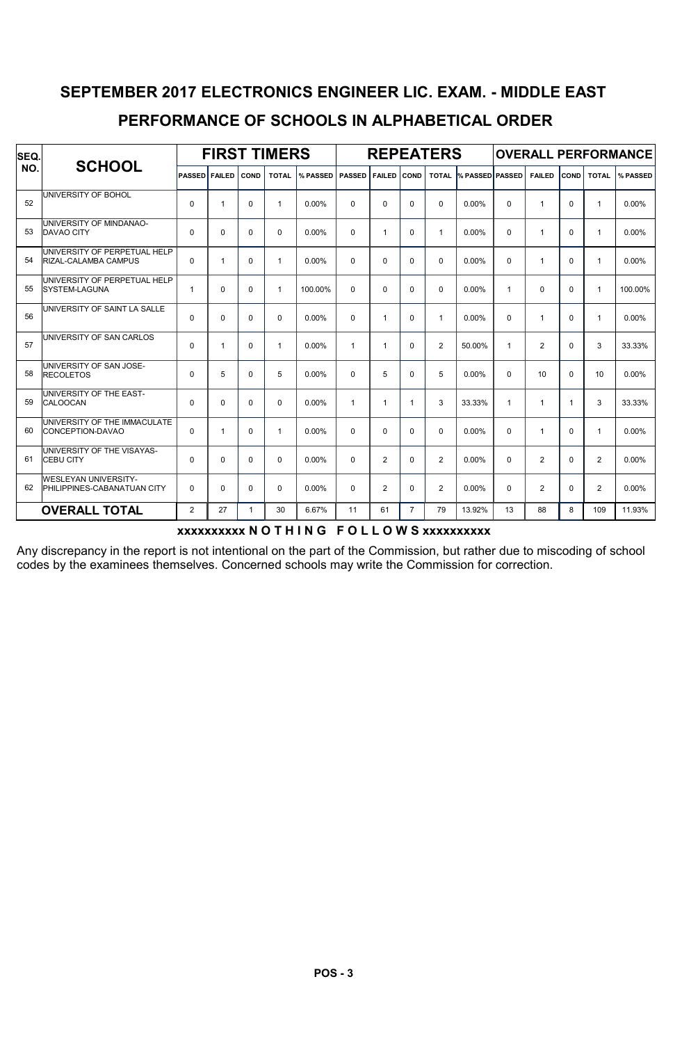# SEPTEMBER 2017 ELECTRONICS ENGINEER LIC. EXAM. - MIDDLE EAST

## PERFORMANCE OF SCHOOLS IN ALPHABETICAL ORDER

| SEQ. NO. | SCHOOL | FIRST TIMERS | | | | | REPEATERS | | | | | OVERALL PERFORMANCE | | | | |
|---|---|---|---|---|---|---|---|---|---|---|---|---|---|---|---|---|
| | | PASSED | FAILED | COND | TOTAL | % PASSED | PASSED | FAILED | COND | TOTAL | % PASSED | PASSED | FAILED | COND | TOTAL | % PASSED |
| 52 | UNIVERSITY OF BOHOL | 0 | 1 | 0 | 1 | 0.00% | 0 | 0 | 0 | 0 | 0.00% | 0 | 1 | 0 | 1 | 0.00% |
| 53 | UNIVERSITY OF MINDANAO-DAVAO CITY | 0 | 0 | 0 | 0 | 0.00% | 0 | 1 | 0 | 1 | 0.00% | 0 | 1 | 0 | 1 | 0.00% |
| 54 | UNIVERSITY OF PERPETUAL HELP RIZAL-CALAMBA CAMPUS | 0 | 1 | 0 | 1 | 0.00% | 0 | 0 | 0 | 0 | 0.00% | 0 | 1 | 0 | 1 | 0.00% |
| 55 | UNIVERSITY OF PERPETUAL HELP SYSTEM-LAGUNA | 1 | 0 | 0 | 1 | 100.00% | 0 | 0 | 0 | 0 | 0.00% | 1 | 0 | 0 | 1 | 100.00% |
| 56 | UNIVERSITY OF SAINT LA SALLE | 0 | 0 | 0 | 0 | 0.00% | 0 | 1 | 0 | 1 | 0.00% | 0 | 1 | 0 | 1 | 0.00% |
| 57 | UNIVERSITY OF SAN CARLOS | 0 | 1 | 0 | 1 | 0.00% | 1 | 1 | 0 | 2 | 50.00% | 1 | 2 | 0 | 3 | 33.33% |
| 58 | UNIVERSITY OF SAN JOSE-RECOLETOS | 0 | 5 | 0 | 5 | 0.00% | 0 | 5 | 0 | 5 | 0.00% | 0 | 10 | 0 | 10 | 0.00% |
| 59 | UNIVERSITY OF THE EAST-CALOOCAN | 0 | 0 | 0 | 0 | 0.00% | 1 | 1 | 1 | 3 | 33.33% | 1 | 1 | 1 | 3 | 33.33% |
| 60 | UNIVERSITY OF THE IMMACULATE CONCEPTION-DAVAO | 0 | 1 | 0 | 1 | 0.00% | 0 | 0 | 0 | 0 | 0.00% | 0 | 1 | 0 | 1 | 0.00% |
| 61 | UNIVERSITY OF THE VISAYAS-CEBU CITY | 0 | 0 | 0 | 0 | 0.00% | 0 | 2 | 0 | 2 | 0.00% | 0 | 2 | 0 | 2 | 0.00% |
| 62 | WESLEYAN UNIVERSITY-PHILIPPINES-CABANATUAN CITY | 0 | 0 | 0 | 0 | 0.00% | 0 | 2 | 0 | 2 | 0.00% | 0 | 2 | 0 | 2 | 0.00% |
| | **OVERALL TOTAL** | 2 | 27 | 1 | 30 | 6.67% | 11 | 61 | 7 | 79 | 13.92% | 13 | 88 | 8 | 109 | 11.93% |

**xxxxxxxxxx N O T H I N G F O L L O W S xxxxxxxxxx**

Any discrepancy in the report is not intentional on the part of the Commission, but rather due to miscoding of school codes by the examinees themselves. Concerned schools may write the Commission for correction.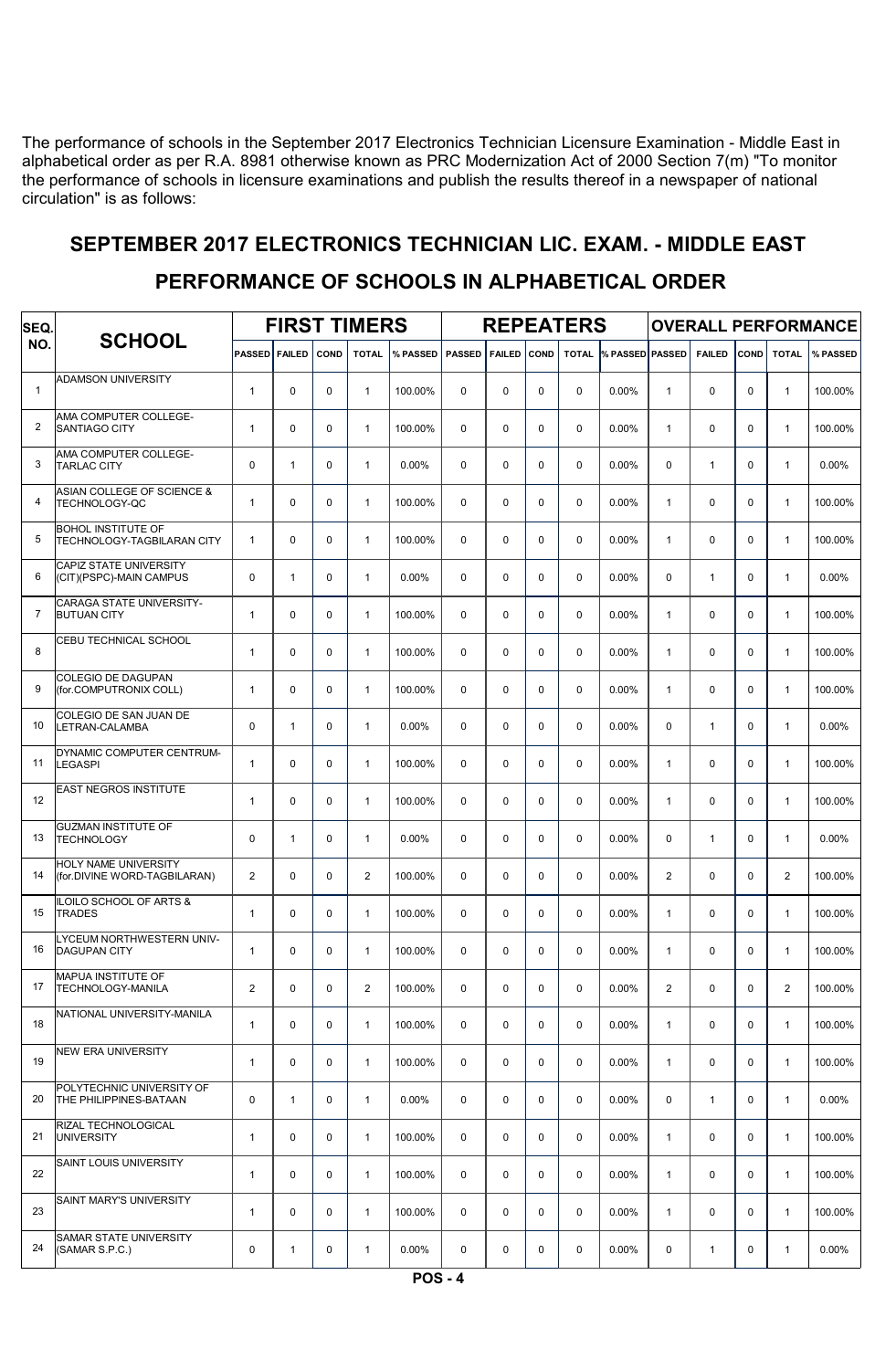The performance of schools in the September 2017 Electronics Technician Licensure Examination - Middle East in alphabetical order as per R.A. 8981 otherwise known as PRC Modernization Act of 2000 Section 7(m) "To monitor the performance of schools in licensure examinations and publish the results thereof in a newspaper of national circulation" is as follows:

## SEPTEMBER 2017 ELECTRONICS TECHNICIAN LIC. EXAM. - MIDDLE EAST

## PERFORMANCE OF SCHOOLS IN ALPHABETICAL ORDER

| SEQ. NO. | SCHOOL | FIRST TIMERS | | | | | REPEATERS | | | | | OVERALL PERFORMANCE | | | | |
|---|---|---|---|---|---|---|---|---|---|---|---|---|---|---|---|---|
| | | PASSED | FAILED | COND | TOTAL | % PASSED | PASSED | FAILED | COND | TOTAL | % PASSED | PASSED | FAILED | COND | TOTAL | % PASSED |
| 1 | ADAMSON UNIVERSITY | 1 | 0 | 0 | 1 | 100.00% | 0 | 0 | 0 | 0 | 0.00% | 1 | 0 | 0 | 1 | 100.00% |
| 2 | AMA COMPUTER COLLEGE-SANTIAGO CITY | 1 | 0 | 0 | 1 | 100.00% | 0 | 0 | 0 | 0 | 0.00% | 1 | 0 | 0 | 1 | 100.00% |
| 3 | AMA COMPUTER COLLEGE-TARLAC CITY | 0 | 1 | 0 | 1 | 0.00% | 0 | 0 | 0 | 0 | 0.00% | 0 | 1 | 0 | 1 | 0.00% |
| 4 | ASIAN COLLEGE OF SCIENCE & TECHNOLOGY-QC | 1 | 0 | 0 | 1 | 100.00% | 0 | 0 | 0 | 0 | 0.00% | 1 | 0 | 0 | 1 | 100.00% |
| 5 | BOHOL INSTITUTE OF TECHNOLOGY-TAGBILARAN CITY | 1 | 0 | 0 | 1 | 100.00% | 0 | 0 | 0 | 0 | 0.00% | 1 | 0 | 0 | 1 | 100.00% |
| 6 | CAPIZ STATE UNIVERSITY (CIT)(PSPC)-MAIN CAMPUS | 0 | 1 | 0 | 1 | 0.00% | 0 | 0 | 0 | 0 | 0.00% | 0 | 1 | 0 | 1 | 0.00% |
| 7 | CARAGA STATE UNIVERSITY-BUTUAN CITY | 1 | 0 | 0 | 1 | 100.00% | 0 | 0 | 0 | 0 | 0.00% | 1 | 0 | 0 | 1 | 100.00% |
| 8 | CEBU TECHNICAL SCHOOL | 1 | 0 | 0 | 1 | 100.00% | 0 | 0 | 0 | 0 | 0.00% | 1 | 0 | 0 | 1 | 100.00% |
| 9 | COLEGIO DE DAGUPAN (for.COMPUTRONIX COLL) | 1 | 0 | 0 | 1 | 100.00% | 0 | 0 | 0 | 0 | 0.00% | 1 | 0 | 0 | 1 | 100.00% |
| 10 | COLEGIO DE SAN JUAN DE LETRAN-CALAMBA | 0 | 1 | 0 | 1 | 0.00% | 0 | 0 | 0 | 0 | 0.00% | 0 | 1 | 0 | 1 | 0.00% |
| 11 | DYNAMIC COMPUTER CENTRUM-LEGASPI | 1 | 0 | 0 | 1 | 100.00% | 0 | 0 | 0 | 0 | 0.00% | 1 | 0 | 0 | 1 | 100.00% |
| 12 | EAST NEGROS INSTITUTE | 1 | 0 | 0 | 1 | 100.00% | 0 | 0 | 0 | 0 | 0.00% | 1 | 0 | 0 | 1 | 100.00% |
| 13 | GUZMAN INSTITUTE OF TECHNOLOGY | 0 | 1 | 0 | 1 | 0.00% | 0 | 0 | 0 | 0 | 0.00% | 0 | 1 | 0 | 1 | 0.00% |
| 14 | HOLY NAME UNIVERSITY (for.DIVINE WORD-TAGBILARAN) | 2 | 0 | 0 | 2 | 100.00% | 0 | 0 | 0 | 0 | 0.00% | 2 | 0 | 0 | 2 | 100.00% |
| 15 | ILOILO SCHOOL OF ARTS & TRADES | 1 | 0 | 0 | 1 | 100.00% | 0 | 0 | 0 | 0 | 0.00% | 1 | 0 | 0 | 1 | 100.00% |
| 16 | LYCEUM NORTHWESTERN UNIV-DAGUPAN CITY | 1 | 0 | 0 | 1 | 100.00% | 0 | 0 | 0 | 0 | 0.00% | 1 | 0 | 0 | 1 | 100.00% |
| 17 | MAPUA INSTITUTE OF TECHNOLOGY-MANILA | 2 | 0 | 0 | 2 | 100.00% | 0 | 0 | 0 | 0 | 0.00% | 2 | 0 | 0 | 2 | 100.00% |
| 18 | NATIONAL UNIVERSITY-MANILA | 1 | 0 | 0 | 1 | 100.00% | 0 | 0 | 0 | 0 | 0.00% | 1 | 0 | 0 | 1 | 100.00% |
| 19 | NEW ERA UNIVERSITY | 1 | 0 | 0 | 1 | 100.00% | 0 | 0 | 0 | 0 | 0.00% | 1 | 0 | 0 | 1 | 100.00% |
| 20 | POLYTECHNIC UNIVERSITY OF THE PHILIPPINES-BATAAN | 0 | 1 | 0 | 1 | 0.00% | 0 | 0 | 0 | 0 | 0.00% | 0 | 1 | 0 | 1 | 0.00% |
| 21 | RIZAL TECHNOLOGICAL UNIVERSITY | 1 | 0 | 0 | 1 | 100.00% | 0 | 0 | 0 | 0 | 0.00% | 1 | 0 | 0 | 1 | 100.00% |
| 22 | SAINT LOUIS UNIVERSITY | 1 | 0 | 0 | 1 | 100.00% | 0 | 0 | 0 | 0 | 0.00% | 1 | 0 | 0 | 1 | 100.00% |
| 23 | SAINT MARY'S UNIVERSITY | 1 | 0 | 0 | 1 | 100.00% | 0 | 0 | 0 | 0 | 0.00% | 1 | 0 | 0 | 1 | 100.00% |
| 24 | SAMAR STATE UNIVERSITY (SAMAR S.P.C.) | 0 | 1 | 0 | 1 | 0.00% | 0 | 0 | 0 | 0 | 0.00% | 0 | 1 | 0 | 1 | 0.00% |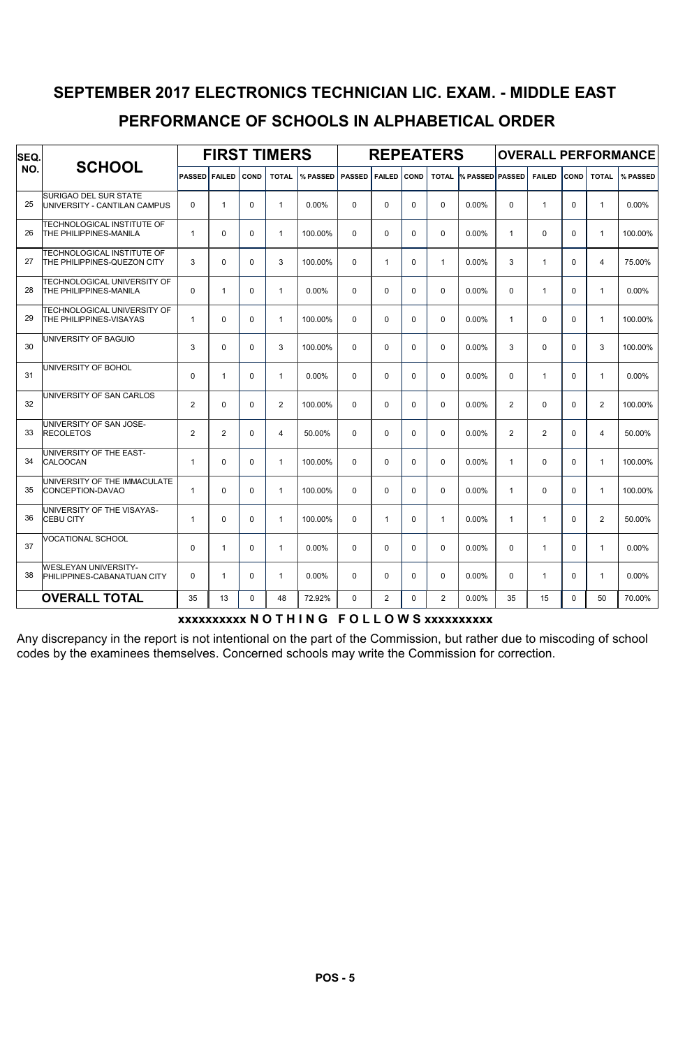# SEPTEMBER 2017 ELECTRONICS TECHNICIAN LIC. EXAM. - MIDDLE EAST

## PERFORMANCE OF SCHOOLS IN ALPHABETICAL ORDER

| SEQ. NO. | SCHOOL | FIRST TIMERS | | | | | REPEATERS | | | | | OVERALL PERFORMANCE | | | | |
|---|---|---|---|---|---|---|---|---|---|---|---|---|---|---|---|---|
| | | PASSED | FAILED | COND | TOTAL | % PASSED | PASSED | FAILED | COND | TOTAL | % PASSED | PASSED | FAILED | COND | TOTAL | % PASSED |
| 25 | SURIGAO DEL SUR STATE UNIVERSITY - CANTILAN CAMPUS | 0 | 1 | 0 | 1 | 0.00% | 0 | 0 | 0 | 0 | 0.00% | 0 | 1 | 0 | 1 | 0.00% |
| 26 | TECHNOLOGICAL INSTITUTE OF THE PHILIPPINES-MANILA | 1 | 0 | 0 | 1 | 100.00% | 0 | 0 | 0 | 0 | 0.00% | 1 | 0 | 0 | 1 | 100.00% |
| 27 | TECHNOLOGICAL INSTITUTE OF THE PHILIPPINES-QUEZON CITY | 3 | 0 | 0 | 3 | 100.00% | 0 | 1 | 0 | 1 | 0.00% | 3 | 1 | 0 | 4 | 75.00% |
| 28 | TECHNOLOGICAL UNIVERSITY OF THE PHILIPPINES-MANILA | 0 | 1 | 0 | 1 | 0.00% | 0 | 0 | 0 | 0 | 0.00% | 0 | 1 | 0 | 1 | 0.00% |
| 29 | TECHNOLOGICAL UNIVERSITY OF THE PHILIPPINES-VISAYAS | 1 | 0 | 0 | 1 | 100.00% | 0 | 0 | 0 | 0 | 0.00% | 1 | 0 | 0 | 1 | 100.00% |
| 30 | UNIVERSITY OF BAGUIO | 3 | 0 | 0 | 3 | 100.00% | 0 | 0 | 0 | 0 | 0.00% | 3 | 0 | 0 | 3 | 100.00% |
| 31 | UNIVERSITY OF BOHOL | 0 | 1 | 0 | 1 | 0.00% | 0 | 0 | 0 | 0 | 0.00% | 0 | 1 | 0 | 1 | 0.00% |
| 32 | UNIVERSITY OF SAN CARLOS | 2 | 0 | 0 | 2 | 100.00% | 0 | 0 | 0 | 0 | 0.00% | 2 | 0 | 0 | 2 | 100.00% |
| 33 | UNIVERSITY OF SAN JOSE-RECOLETOS | 2 | 2 | 0 | 4 | 50.00% | 0 | 0 | 0 | 0 | 0.00% | 2 | 2 | 0 | 4 | 50.00% |
| 34 | UNIVERSITY OF THE EAST-CALOOCAN | 1 | 0 | 0 | 1 | 100.00% | 0 | 0 | 0 | 0 | 0.00% | 1 | 0 | 0 | 1 | 100.00% |
| 35 | UNIVERSITY OF THE IMMACULATE CONCEPTION-DAVAO | 1 | 0 | 0 | 1 | 100.00% | 0 | 0 | 0 | 0 | 0.00% | 1 | 0 | 0 | 1 | 100.00% |
| 36 | UNIVERSITY OF THE VISAYAS-CEBU CITY | 1 | 0 | 0 | 1 | 100.00% | 0 | 1 | 0 | 1 | 0.00% | 1 | 1 | 0 | 2 | 50.00% |
| 37 | VOCATIONAL SCHOOL | 0 | 1 | 0 | 1 | 0.00% | 0 | 0 | 0 | 0 | 0.00% | 0 | 1 | 0 | 1 | 0.00% |
| 38 | WESLEYAN UNIVERSITY-PHILIPPINES-CABANATUAN CITY | 0 | 1 | 0 | 1 | 0.00% | 0 | 0 | 0 | 0 | 0.00% | 0 | 1 | 0 | 1 | 0.00% |
| | **OVERALL TOTAL** | 35 | 13 | 0 | 48 | 72.92% | 0 | 2 | 0 | 2 | 0.00% | 35 | 15 | 0 | 50 | 70.00% |

**xxxxxxxxxx N O T H I N G F O L L O W S xxxxxxxxxx**

Any discrepancy in the report is not intentional on the part of the Commission, but rather due to miscoding of school codes by the examinees themselves. Concerned schools may write the Commission for correction.